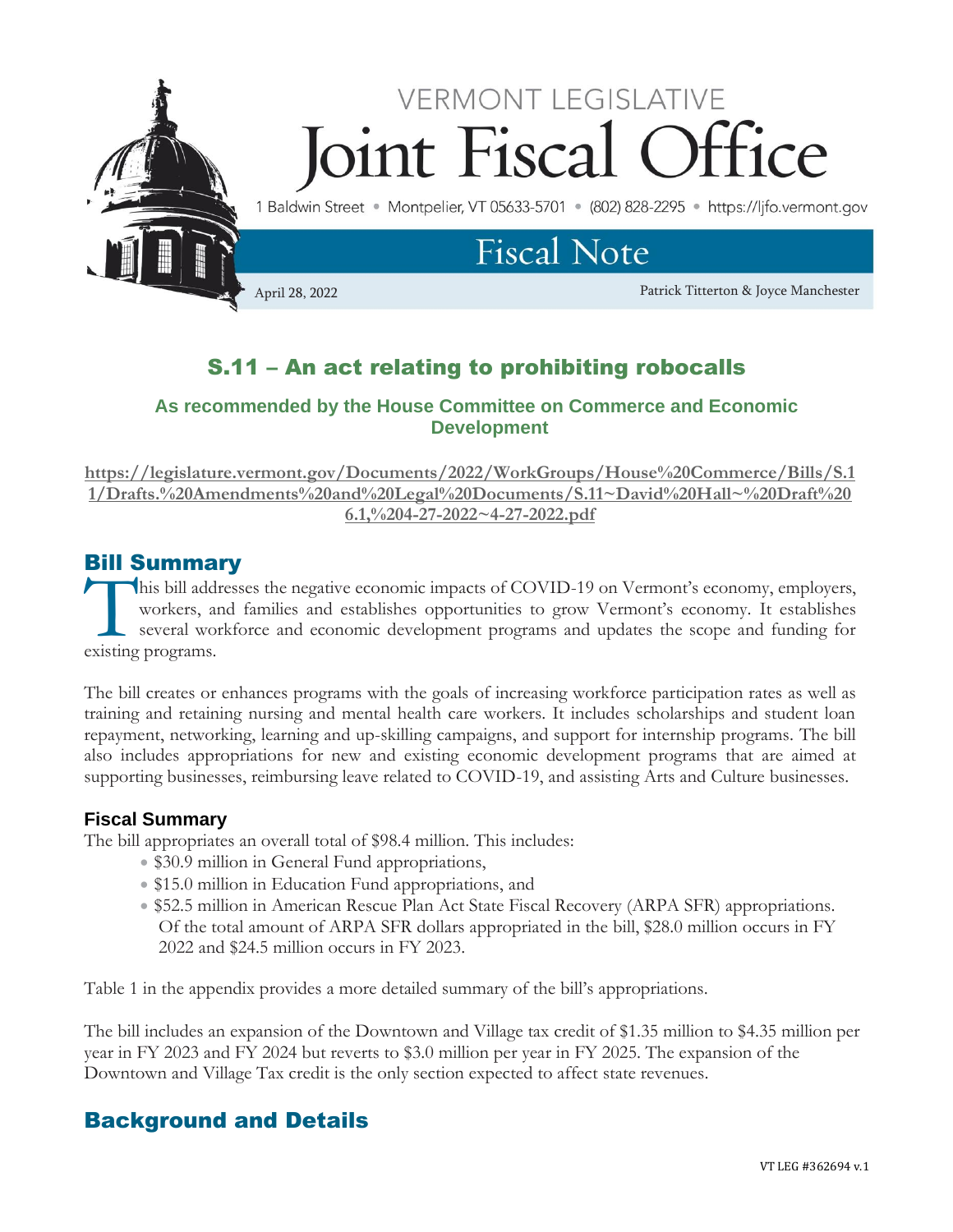VERMONT LEGISLATIVE

# Joint Fiscal Office

1 Baldwin Street • Montpelier, VT 05633-5701 • (802) 828-2295 • https://ljfo.vermont.gov

## Fiscal Note

April 28, 2022

Patrick Titterton & Joyce Manchester

## S.11 – An act relating to prohibiting robocalls

### As recommended by the House Committee on Commerce and Economic Development

https://legislature.vermont.gov/Documents/2022/WorkGroups/House%20Commerce/Bills/S.11/Drafts.%20Amendments%20and%20Legal%20Documents/S.11~David%20Hall~%20Draft%206.1,%204-27-2022~4-27-2022.pdf

## Bill Summary

This bill addresses the negative economic impacts of COVID-19 on Vermont's economy, employers, workers, and families and establishes opportunities to grow Vermont's economy. It establishes several workforce and economic development programs and updates the scope and funding for existing programs.

The bill creates or enhances programs with the goals of increasing workforce participation rates as well as training and retaining nursing and mental health care workers. It includes scholarships and student loan repayment, networking, learning and up-skilling campaigns, and support for internship programs. The bill also includes appropriations for new and existing economic development programs that are aimed at supporting businesses, reimbursing leave related to COVID-19, and assisting Arts and Culture businesses.

### Fiscal Summary

The bill appropriates an overall total of $98.4 million. This includes:

- $30.9 million in General Fund appropriations,
- $15.0 million in Education Fund appropriations, and
- $52.5 million in American Rescue Plan Act State Fiscal Recovery (ARPA SFR) appropriations. Of the total amount of ARPA SFR dollars appropriated in the bill, $28.0 million occurs in FY 2022 and $24.5 million occurs in FY 2023.

Table 1 in the appendix provides a more detailed summary of the bill's appropriations.

The bill includes an expansion of the Downtown and Village tax credit of $1.35 million to $4.35 million per year in FY 2023 and FY 2024 but reverts to $3.0 million per year in FY 2025. The expansion of the Downtown and Village Tax credit is the only section expected to affect state revenues.

## Background and Details

VT LEG #362694 v.1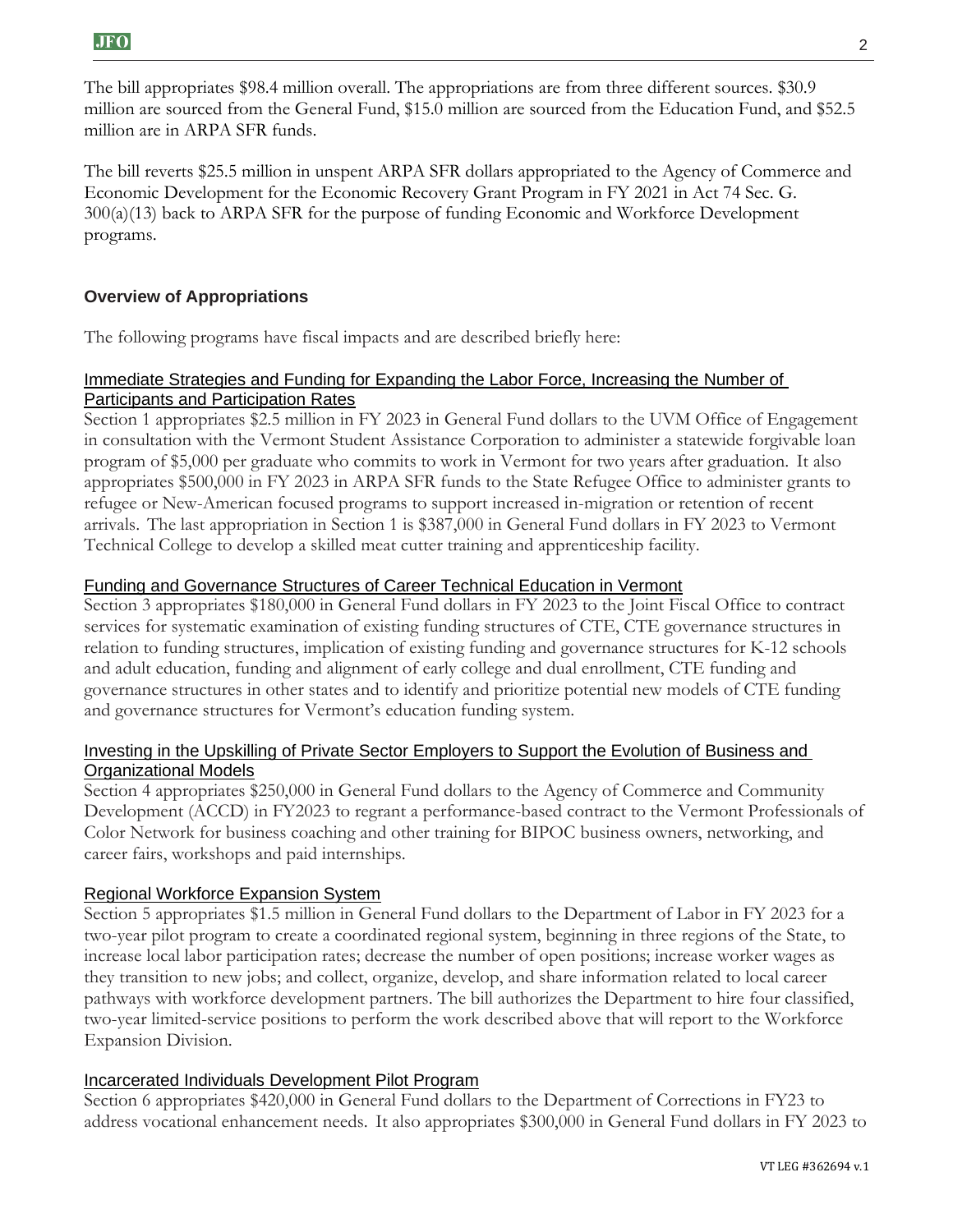The bill appropriates $98.4 million overall. The appropriations are from three different sources. $30.9 million are sourced from the General Fund, $15.0 million are sourced from the Education Fund, and $52.5 million are in ARPA SFR funds.

The bill reverts $25.5 million in unspent ARPA SFR dollars appropriated to the Agency of Commerce and Economic Development for the Economic Recovery Grant Program in FY 2021 in Act 74 Sec. G. 300(a)(13) back to ARPA SFR for the purpose of funding Economic and Workforce Development programs.

## Overview of Appropriations

The following programs have fiscal impacts and are described briefly here:

### Immediate Strategies and Funding for Expanding the Labor Force, Increasing the Number of Participants and Participation Rates

Section 1 appropriates $2.5 million in FY 2023 in General Fund dollars to the UVM Office of Engagement in consultation with the Vermont Student Assistance Corporation to administer a statewide forgivable loan program of $5,000 per graduate who commits to work in Vermont for two years after graduation. It also appropriates $500,000 in FY 2023 in ARPA SFR funds to the State Refugee Office to administer grants to refugee or New-American focused programs to support increased in-migration or retention of recent arrivals. The last appropriation in Section 1 is $387,000 in General Fund dollars in FY 2023 to Vermont Technical College to develop a skilled meat cutter training and apprenticeship facility.

### Funding and Governance Structures of Career Technical Education in Vermont

Section 3 appropriates $180,000 in General Fund dollars in FY 2023 to the Joint Fiscal Office to contract services for systematic examination of existing funding structures of CTE, CTE governance structures in relation to funding structures, implication of existing funding and governance structures for K-12 schools and adult education, funding and alignment of early college and dual enrollment, CTE funding and governance structures in other states and to identify and prioritize potential new models of CTE funding and governance structures for Vermont's education funding system.

### Investing in the Upskilling of Private Sector Employers to Support the Evolution of Business and Organizational Models

Section 4 appropriates $250,000 in General Fund dollars to the Agency of Commerce and Community Development (ACCD) in FY2023 to regrant a performance-based contract to the Vermont Professionals of Color Network for business coaching and other training for BIPOC business owners, networking, and career fairs, workshops and paid internships.

### Regional Workforce Expansion System

Section 5 appropriates $1.5 million in General Fund dollars to the Department of Labor in FY 2023 for a two-year pilot program to create a coordinated regional system, beginning in three regions of the State, to increase local labor participation rates; decrease the number of open positions; increase worker wages as they transition to new jobs; and collect, organize, develop, and share information related to local career pathways with workforce development partners. The bill authorizes the Department to hire four classified, two-year limited-service positions to perform the work described above that will report to the Workforce Expansion Division.

### Incarcerated Individuals Development Pilot Program

Section 6 appropriates $420,000 in General Fund dollars to the Department of Corrections in FY23 to address vocational enhancement needs. It also appropriates $300,000 in General Fund dollars in FY 2023 to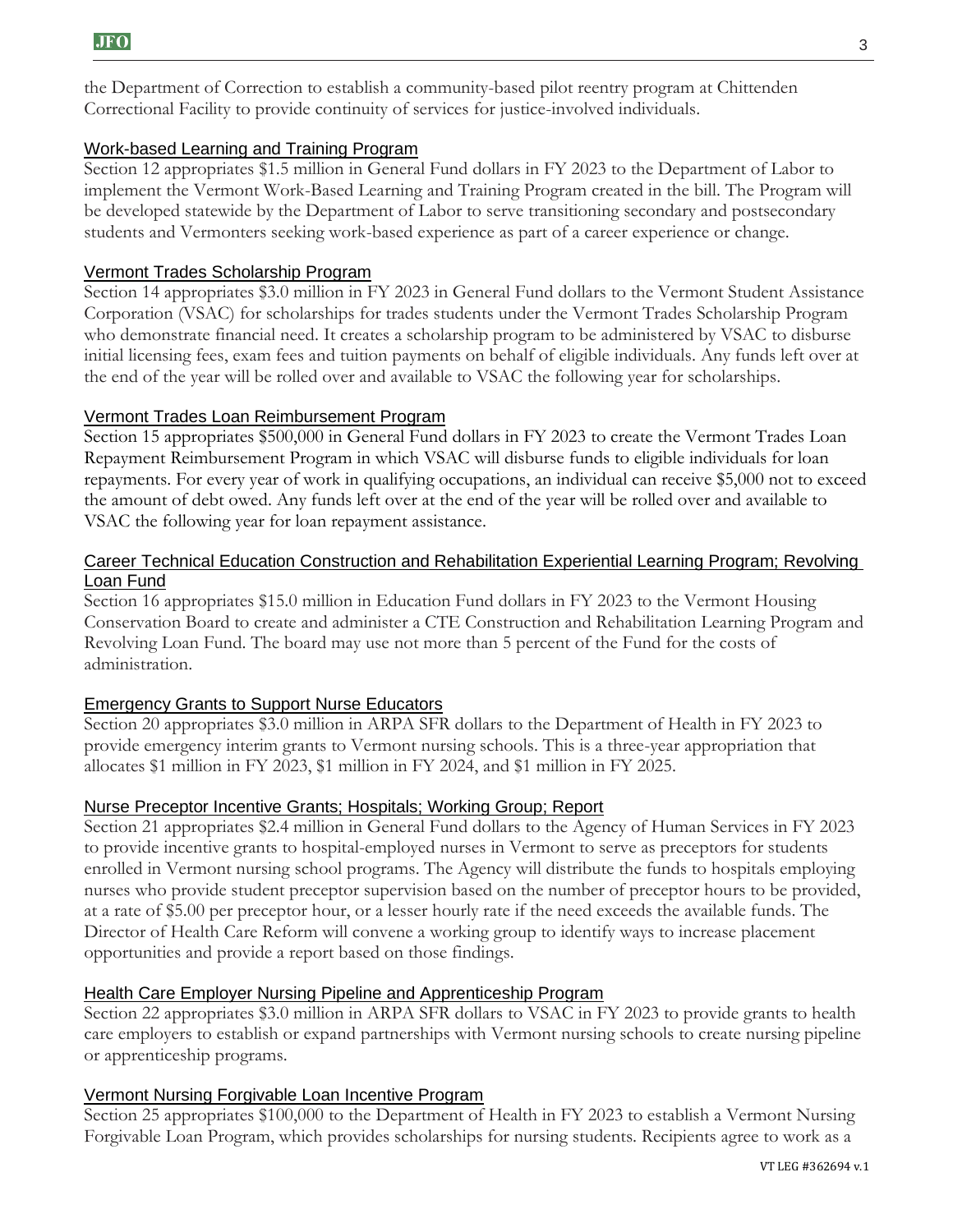the Department of Correction to establish a community-based pilot reentry program at Chittenden Correctional Facility to provide continuity of services for justice-involved individuals.

### Work-based Learning and Training Program

Section 12 appropriates $1.5 million in General Fund dollars in FY 2023 to the Department of Labor to implement the Vermont Work-Based Learning and Training Program created in the bill. The Program will be developed statewide by the Department of Labor to serve transitioning secondary and postsecondary students and Vermonters seeking work-based experience as part of a career experience or change.

### Vermont Trades Scholarship Program

Section 14 appropriates $3.0 million in FY 2023 in General Fund dollars to the Vermont Student Assistance Corporation (VSAC) for scholarships for trades students under the Vermont Trades Scholarship Program who demonstrate financial need. It creates a scholarship program to be administered by VSAC to disburse initial licensing fees, exam fees and tuition payments on behalf of eligible individuals. Any funds left over at the end of the year will be rolled over and available to VSAC the following year for scholarships.

### Vermont Trades Loan Reimbursement Program

Section 15 appropriates $500,000 in General Fund dollars in FY 2023 to create the Vermont Trades Loan Repayment Reimbursement Program in which VSAC will disburse funds to eligible individuals for loan repayments. For every year of work in qualifying occupations, an individual can receive $5,000 not to exceed the amount of debt owed. Any funds left over at the end of the year will be rolled over and available to VSAC the following year for loan repayment assistance.

### Career Technical Education Construction and Rehabilitation Experiential Learning Program; Revolving Loan Fund

Section 16 appropriates $15.0 million in Education Fund dollars in FY 2023 to the Vermont Housing Conservation Board to create and administer a CTE Construction and Rehabilitation Learning Program and Revolving Loan Fund. The board may use not more than 5 percent of the Fund for the costs of administration.

### Emergency Grants to Support Nurse Educators

Section 20 appropriates $3.0 million in ARPA SFR dollars to the Department of Health in FY 2023 to provide emergency interim grants to Vermont nursing schools. This is a three-year appropriation that allocates $1 million in FY 2023, $1 million in FY 2024, and $1 million in FY 2025.

### Nurse Preceptor Incentive Grants; Hospitals; Working Group; Report

Section 21 appropriates $2.4 million in General Fund dollars to the Agency of Human Services in FY 2023 to provide incentive grants to hospital-employed nurses in Vermont to serve as preceptors for students enrolled in Vermont nursing school programs. The Agency will distribute the funds to hospitals employing nurses who provide student preceptor supervision based on the number of preceptor hours to be provided, at a rate of $5.00 per preceptor hour, or a lesser hourly rate if the need exceeds the available funds. The Director of Health Care Reform will convene a working group to identify ways to increase placement opportunities and provide a report based on those findings.

### Health Care Employer Nursing Pipeline and Apprenticeship Program

Section 22 appropriates $3.0 million in ARPA SFR dollars to VSAC in FY 2023 to provide grants to health care employers to establish or expand partnerships with Vermont nursing schools to create nursing pipeline or apprenticeship programs.

### Vermont Nursing Forgivable Loan Incentive Program

Section 25 appropriates $100,000 to the Department of Health in FY 2023 to establish a Vermont Nursing Forgivable Loan Program, which provides scholarships for nursing students. Recipients agree to work as a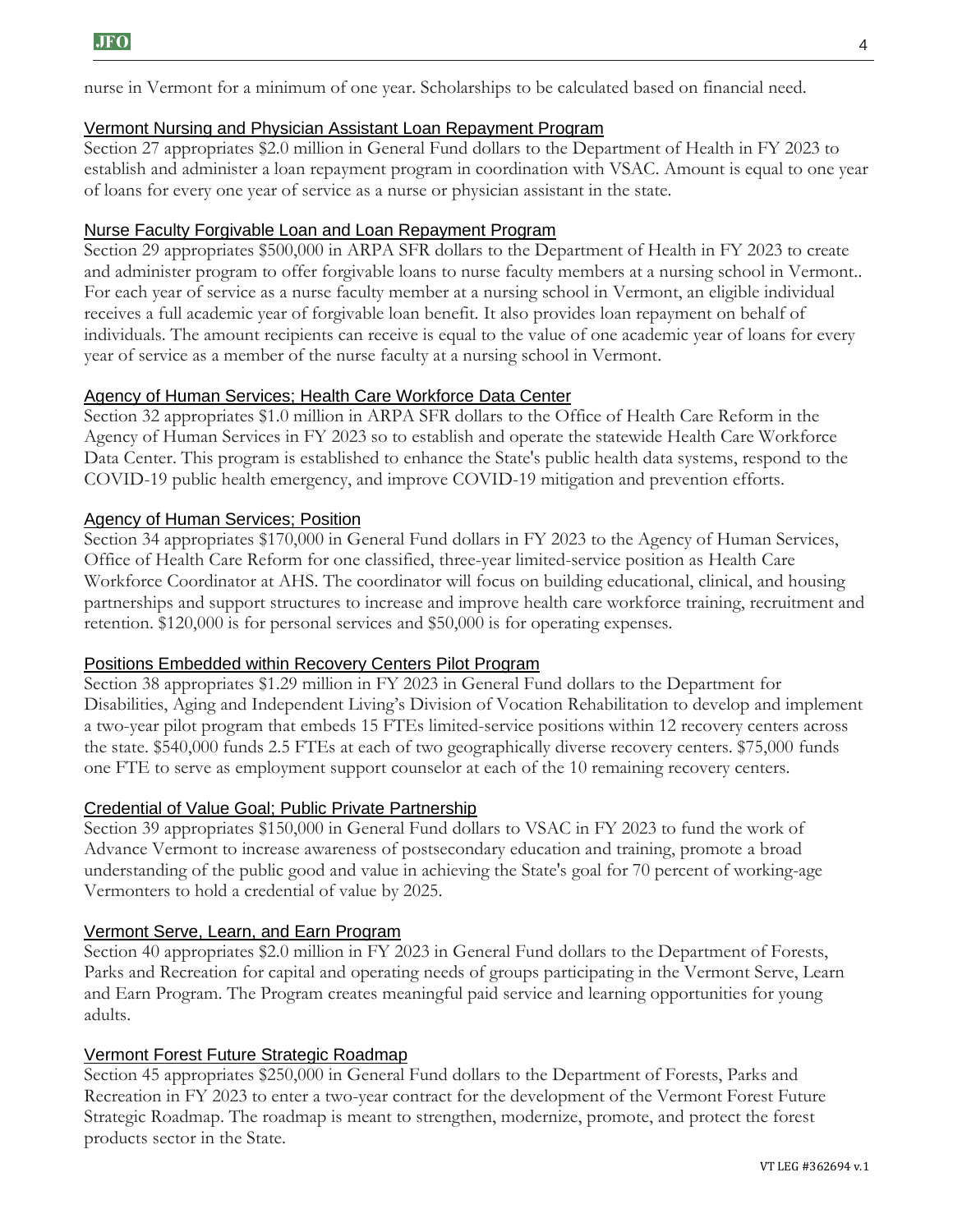nurse in Vermont for a minimum of one year. Scholarships to be calculated based on financial need.

### Vermont Nursing and Physician Assistant Loan Repayment Program

Section 27 appropriates $2.0 million in General Fund dollars to the Department of Health in FY 2023 to establish and administer a loan repayment program in coordination with VSAC. Amount is equal to one year of loans for every one year of service as a nurse or physician assistant in the state.

### Nurse Faculty Forgivable Loan and Loan Repayment Program

Section 29 appropriates $500,000 in ARPA SFR dollars to the Department of Health in FY 2023 to create and administer program to offer forgivable loans to nurse faculty members at a nursing school in Vermont.. For each year of service as a nurse faculty member at a nursing school in Vermont, an eligible individual receives a full academic year of forgivable loan benefit. It also provides loan repayment on behalf of individuals. The amount recipients can receive is equal to the value of one academic year of loans for every year of service as a member of the nurse faculty at a nursing school in Vermont.

### Agency of Human Services; Health Care Workforce Data Center

Section 32 appropriates $1.0 million in ARPA SFR dollars to the Office of Health Care Reform in the Agency of Human Services in FY 2023 so to establish and operate the statewide Health Care Workforce Data Center. This program is established to enhance the State's public health data systems, respond to the COVID-19 public health emergency, and improve COVID-19 mitigation and prevention efforts.

### Agency of Human Services; Position

Section 34 appropriates $170,000 in General Fund dollars in FY 2023 to the Agency of Human Services, Office of Health Care Reform for one classified, three-year limited-service position as Health Care Workforce Coordinator at AHS. The coordinator will focus on building educational, clinical, and housing partnerships and support structures to increase and improve health care workforce training, recruitment and retention. $120,000 is for personal services and $50,000 is for operating expenses.

### Positions Embedded within Recovery Centers Pilot Program

Section 38 appropriates $1.29 million in FY 2023 in General Fund dollars to the Department for Disabilities, Aging and Independent Living's Division of Vocation Rehabilitation to develop and implement a two-year pilot program that embeds 15 FTEs limited-service positions within 12 recovery centers across the state. $540,000 funds 2.5 FTEs at each of two geographically diverse recovery centers. $75,000 funds one FTE to serve as employment support counselor at each of the 10 remaining recovery centers.

### Credential of Value Goal; Public Private Partnership

Section 39 appropriates $150,000 in General Fund dollars to VSAC in FY 2023 to fund the work of Advance Vermont to increase awareness of postsecondary education and training, promote a broad understanding of the public good and value in achieving the State's goal for 70 percent of working-age Vermonters to hold a credential of value by 2025.

### Vermont Serve, Learn, and Earn Program

Section 40 appropriates $2.0 million in FY 2023 in General Fund dollars to the Department of Forests, Parks and Recreation for capital and operating needs of groups participating in the Vermont Serve, Learn and Earn Program. The Program creates meaningful paid service and learning opportunities for young adults.

### Vermont Forest Future Strategic Roadmap

Section 45 appropriates $250,000 in General Fund dollars to the Department of Forests, Parks and Recreation in FY 2023 to enter a two-year contract for the development of the Vermont Forest Future Strategic Roadmap. The roadmap is meant to strengthen, modernize, promote, and protect the forest products sector in the State.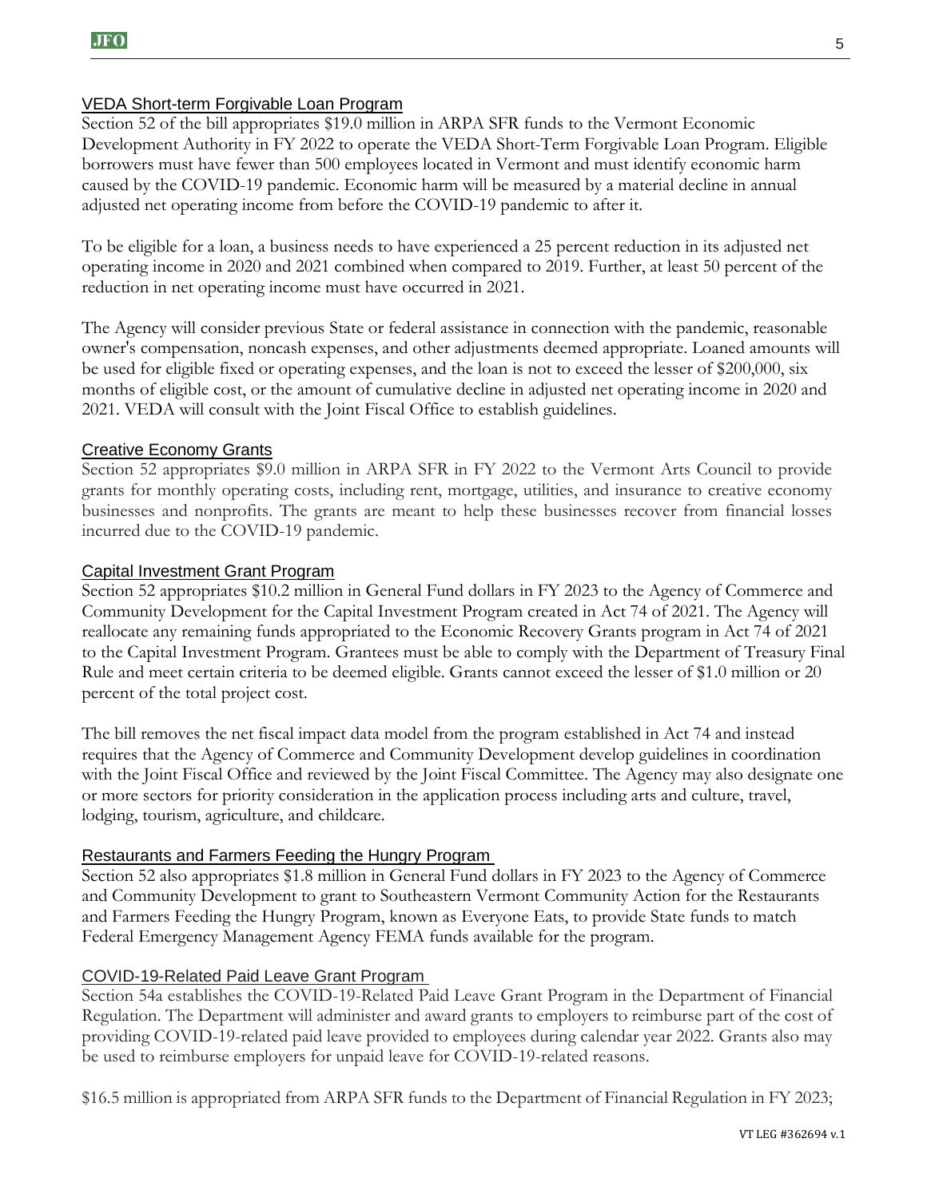### VEDA Short-term Forgivable Loan Program

Section 52 of the bill appropriates $19.0 million in ARPA SFR funds to the Vermont Economic Development Authority in FY 2022 to operate the VEDA Short-Term Forgivable Loan Program. Eligible borrowers must have fewer than 500 employees located in Vermont and must identify economic harm caused by the COVID-19 pandemic. Economic harm will be measured by a material decline in annual adjusted net operating income from before the COVID-19 pandemic to after it.

To be eligible for a loan, a business needs to have experienced a 25 percent reduction in its adjusted net operating income in 2020 and 2021 combined when compared to 2019. Further, at least 50 percent of the reduction in net operating income must have occurred in 2021.

The Agency will consider previous State or federal assistance in connection with the pandemic, reasonable owner's compensation, noncash expenses, and other adjustments deemed appropriate. Loaned amounts will be used for eligible fixed or operating expenses, and the loan is not to exceed the lesser of $200,000, six months of eligible cost, or the amount of cumulative decline in adjusted net operating income in 2020 and 2021. VEDA will consult with the Joint Fiscal Office to establish guidelines.

### Creative Economy Grants

Section 52 appropriates $9.0 million in ARPA SFR in FY 2022 to the Vermont Arts Council to provide grants for monthly operating costs, including rent, mortgage, utilities, and insurance to creative economy businesses and nonprofits. The grants are meant to help these businesses recover from financial losses incurred due to the COVID-19 pandemic.

### Capital Investment Grant Program

Section 52 appropriates $10.2 million in General Fund dollars in FY 2023 to the Agency of Commerce and Community Development for the Capital Investment Program created in Act 74 of 2021. The Agency will reallocate any remaining funds appropriated to the Economic Recovery Grants program in Act 74 of 2021 to the Capital Investment Program. Grantees must be able to comply with the Department of Treasury Final Rule and meet certain criteria to be deemed eligible. Grants cannot exceed the lesser of $1.0 million or 20 percent of the total project cost.

The bill removes the net fiscal impact data model from the program established in Act 74 and instead requires that the Agency of Commerce and Community Development develop guidelines in coordination with the Joint Fiscal Office and reviewed by the Joint Fiscal Committee. The Agency may also designate one or more sectors for priority consideration in the application process including arts and culture, travel, lodging, tourism, agriculture, and childcare.

### Restaurants and Farmers Feeding the Hungry Program

Section 52 also appropriates $1.8 million in General Fund dollars in FY 2023 to the Agency of Commerce and Community Development to grant to Southeastern Vermont Community Action for the Restaurants and Farmers Feeding the Hungry Program, known as Everyone Eats, to provide State funds to match Federal Emergency Management Agency FEMA funds available for the program.

### COVID-19-Related Paid Leave Grant Program

Section 54a establishes the COVID-19-Related Paid Leave Grant Program in the Department of Financial Regulation. The Department will administer and award grants to employers to reimburse part of the cost of providing COVID-19-related paid leave provided to employees during calendar year 2022. Grants also may be used to reimburse employers for unpaid leave for COVID-19-related reasons.

$16.5 million is appropriated from ARPA SFR funds to the Department of Financial Regulation in FY 2023;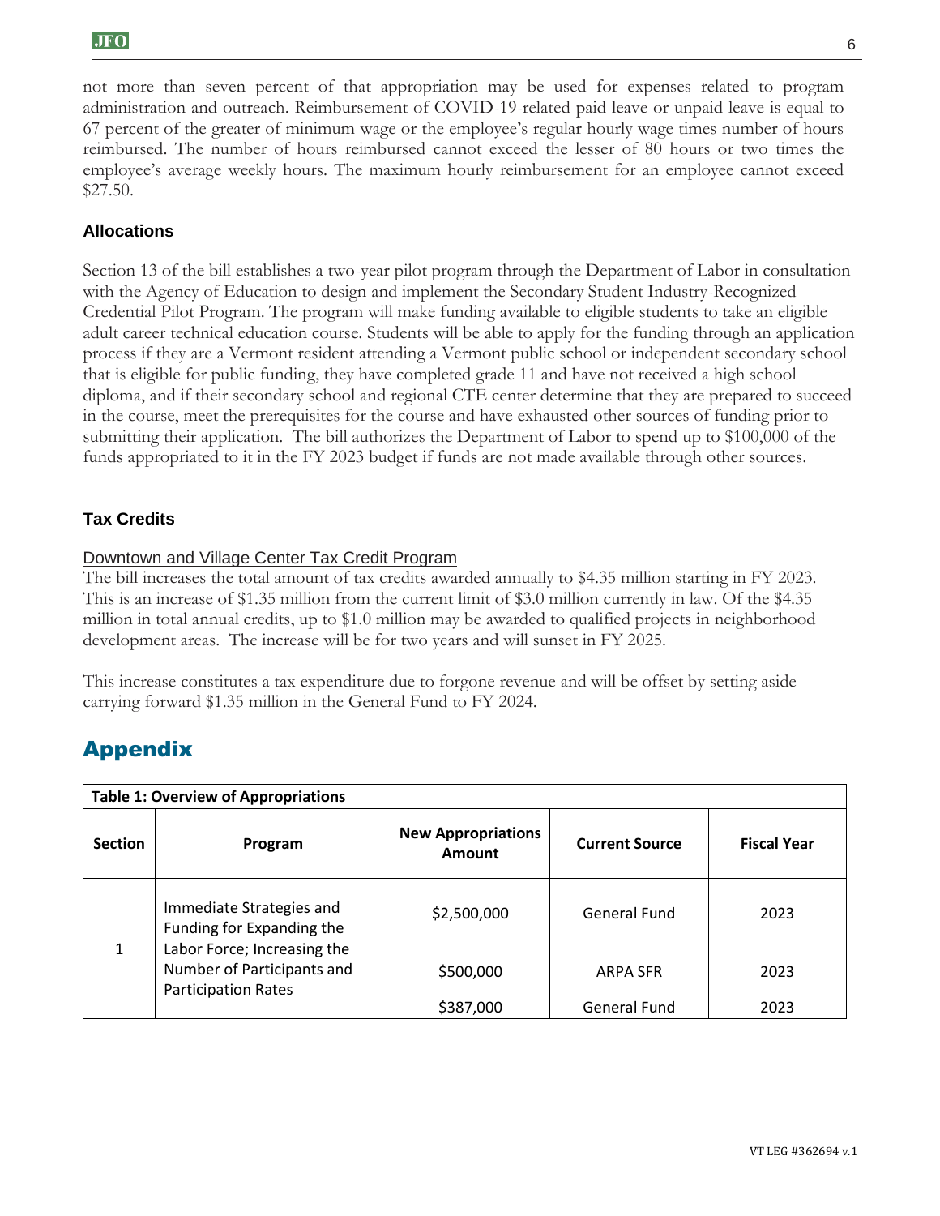not more than seven percent of that appropriation may be used for expenses related to program administration and outreach. Reimbursement of COVID-19-related paid leave or unpaid leave is equal to 67 percent of the greater of minimum wage or the employee's regular hourly wage times number of hours reimbursed. The number of hours reimbursed cannot exceed the lesser of 80 hours or two times the employee's average weekly hours. The maximum hourly reimbursement for an employee cannot exceed $27.50.

### Allocations

Section 13 of the bill establishes a two-year pilot program through the Department of Labor in consultation with the Agency of Education to design and implement the Secondary Student Industry-Recognized Credential Pilot Program. The program will make funding available to eligible students to take an eligible adult career technical education course. Students will be able to apply for the funding through an application process if they are a Vermont resident attending a Vermont public school or independent secondary school that is eligible for public funding, they have completed grade 11 and have not received a high school diploma, and if their secondary school and regional CTE center determine that they are prepared to succeed in the course, meet the prerequisites for the course and have exhausted other sources of funding prior to submitting their application. The bill authorizes the Department of Labor to spend up to $100,000 of the funds appropriated to it in the FY 2023 budget if funds are not made available through other sources.

### Tax Credits

Downtown and Village Center Tax Credit Program

The bill increases the total amount of tax credits awarded annually to $4.35 million starting in FY 2023. This is an increase of $1.35 million from the current limit of $3.0 million currently in law. Of the $4.35 million in total annual credits, up to $1.0 million may be awarded to qualified projects in neighborhood development areas. The increase will be for two years and will sunset in FY 2025.

This increase constitutes a tax expenditure due to forgone revenue and will be offset by setting aside carrying forward $1.35 million in the General Fund to FY 2024.

## Appendix

**Table 1: Overview of Appropriations**

| Section | Program | New Appropriations Amount | Current Source | Fiscal Year |
|---|---|---|---|---|
| 1 | Immediate Strategies and Funding for Expanding the Labor Force; Increasing the Number of Participants and Participation Rates | $2,500,000 | General Fund | 2023 |
| | | $500,000 | ARPA SFR | 2023 |
| | | $387,000 | General Fund | 2023 |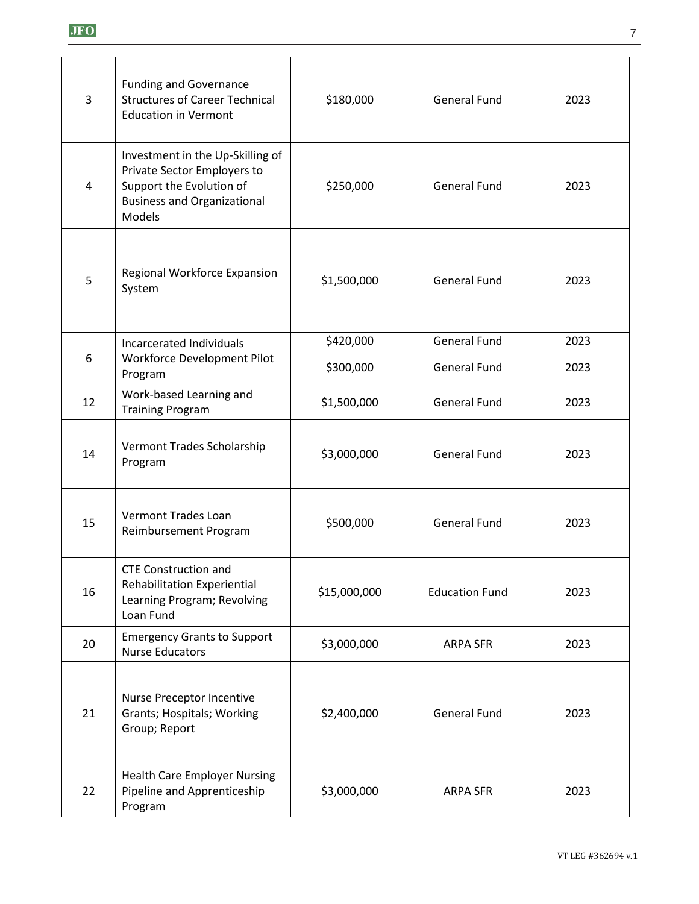| | | | | |
|---|---|---|---|---|
| 3 | Funding and Governance Structures of Career Technical Education in Vermont | $180,000 | General Fund | 2023 |
| 4 | Investment in the Up-Skilling of Private Sector Employers to Support the Evolution of Business and Organizational Models | $250,000 | General Fund | 2023 |
| 5 | Regional Workforce Expansion System | $1,500,000 | General Fund | 2023 |
| 6 | Incarcerated Individuals Workforce Development Pilot Program | $420,000 | General Fund | 2023 |
| | | $300,000 | General Fund | 2023 |
| 12 | Work-based Learning and Training Program | $1,500,000 | General Fund | 2023 |
| 14 | Vermont Trades Scholarship Program | $3,000,000 | General Fund | 2023 |
| 15 | Vermont Trades Loan Reimbursement Program | $500,000 | General Fund | 2023 |
| 16 | CTE Construction and Rehabilitation Experiential Learning Program; Revolving Loan Fund | $15,000,000 | Education Fund | 2023 |
| 20 | Emergency Grants to Support Nurse Educators | $3,000,000 | ARPA SFR | 2023 |
| 21 | Nurse Preceptor Incentive Grants; Hospitals; Working Group; Report | $2,400,000 | General Fund | 2023 |
| 22 | Health Care Employer Nursing Pipeline and Apprenticeship Program | $3,000,000 | ARPA SFR | 2023 |

VT LEG #362694 v.1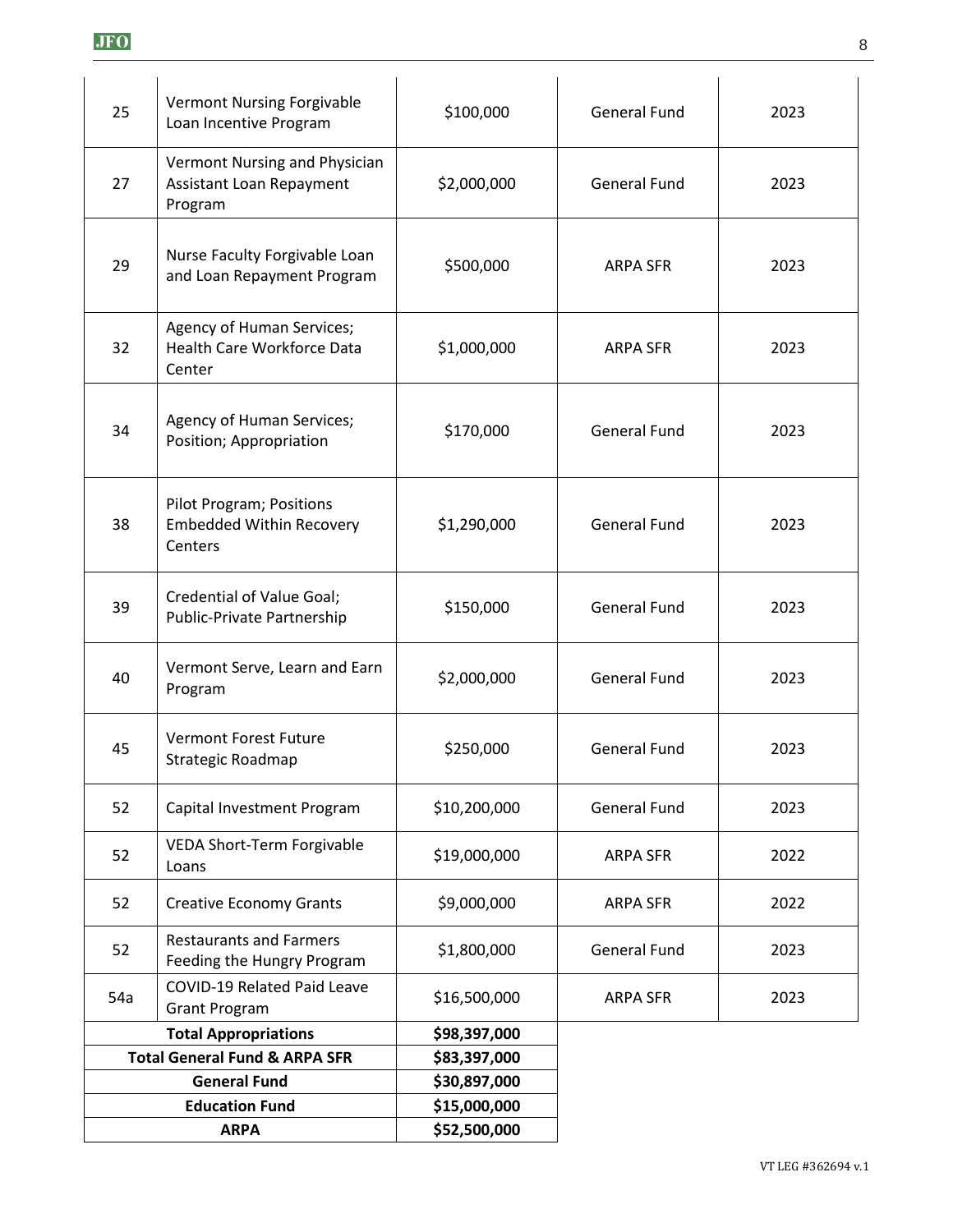| | | | | |
|---|---|---|---|---|
| 25 | Vermont Nursing Forgivable Loan Incentive Program | $100,000 | General Fund | 2023 |
| 27 | Vermont Nursing and Physician Assistant Loan Repayment Program | $2,000,000 | General Fund | 2023 |
| 29 | Nurse Faculty Forgivable Loan and Loan Repayment Program | $500,000 | ARPA SFR | 2023 |
| 32 | Agency of Human Services; Health Care Workforce Data Center | $1,000,000 | ARPA SFR | 2023 |
| 34 | Agency of Human Services; Position; Appropriation | $170,000 | General Fund | 2023 |
| 38 | Pilot Program; Positions Embedded Within Recovery Centers | $1,290,000 | General Fund | 2023 |
| 39 | Credential of Value Goal; Public-Private Partnership | $150,000 | General Fund | 2023 |
| 40 | Vermont Serve, Learn and Earn Program | $2,000,000 | General Fund | 2023 |
| 45 | Vermont Forest Future Strategic Roadmap | $250,000 | General Fund | 2023 |
| 52 | Capital Investment Program | $10,200,000 | General Fund | 2023 |
| 52 | VEDA Short-Term Forgivable Loans | $19,000,000 | ARPA SFR | 2022 |
| 52 | Creative Economy Grants | $9,000,000 | ARPA SFR | 2022 |
| 52 | Restaurants and Farmers Feeding the Hungry Program | $1,800,000 | General Fund | 2023 |
| 54a | COVID-19 Related Paid Leave Grant Program | $16,500,000 | ARPA SFR | 2023 |
| **Total Appropriations** | | **$98,397,000** | | |
| **Total General Fund & ARPA SFR** | | **$83,397,000** | | |
| **General Fund** | | **$30,897,000** | | |
| **Education Fund** | | **$15,000,000** | | |
| **ARPA** | | **$52,500,000** | | |

VT LEG #362694 v.1